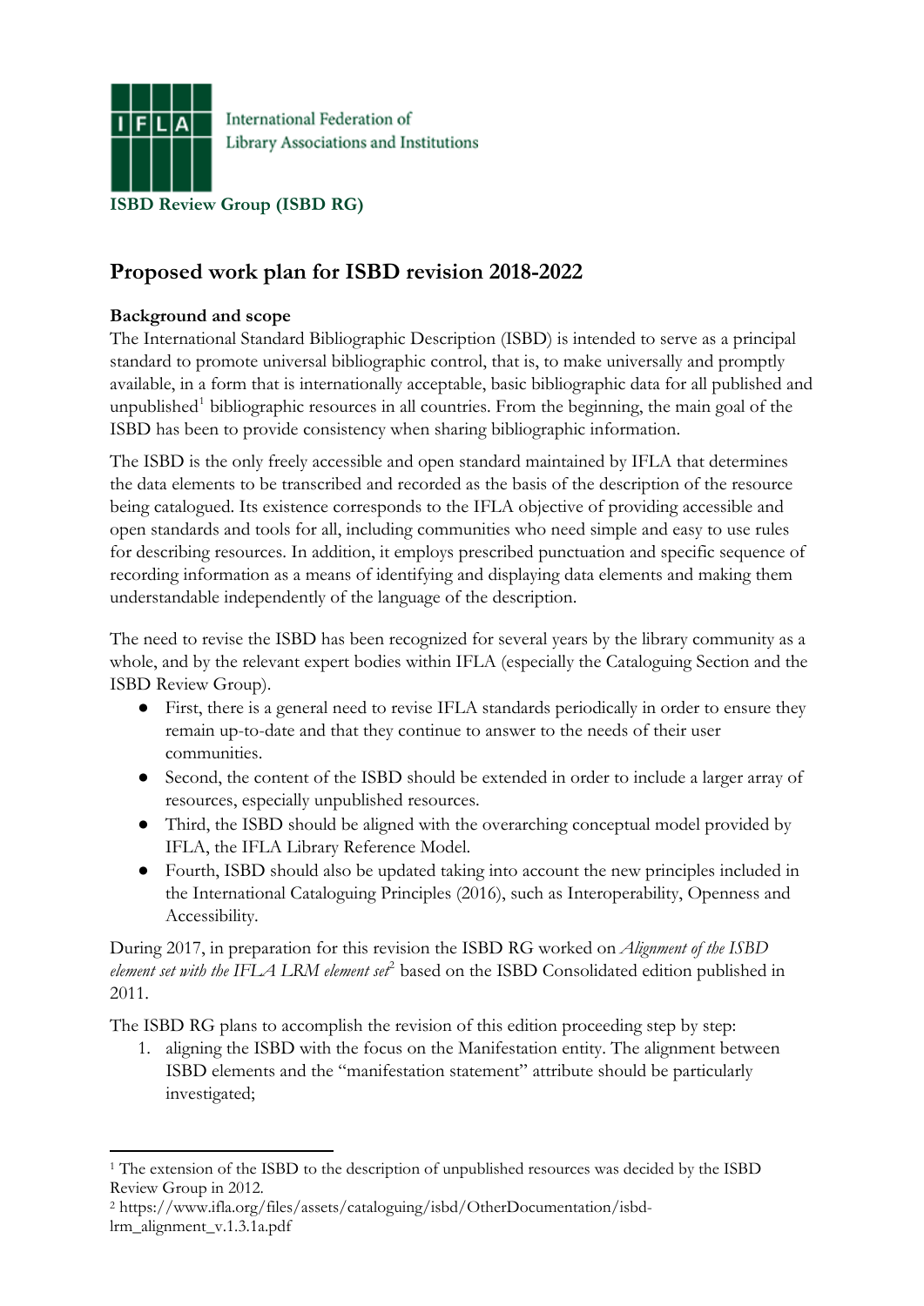International Federation of Library Associations and Institutions

**ISBD Review Group (ISBD RG)**

## Proposed work plan for ISBD revision 2018-2022

**Background and scope**

The International Standard Bibliographic Description (ISBD) is intended to serve as a principal standard to promote universal bibliographic control, that is, to make universally and promptly available, in a form that is internationally acceptable, basic bibliographic data for all published and unpublished[1] bibliographic resources in all countries. From the beginning, the main goal of the ISBD has been to provide consistency when sharing bibliographic information.

The ISBD is the only freely accessible and open standard maintained by IFLA that determines the data elements to be transcribed and recorded as the basis of the description of the resource being catalogued. Its existence corresponds to the IFLA objective of providing accessible and open standards and tools for all, including communities who need simple and easy to use rules for describing resources. In addition, it employs prescribed punctuation and specific sequence of recording information as a means of identifying and displaying data elements and making them understandable independently of the language of the description.

The need to revise the ISBD has been recognized for several years by the library community as a whole, and by the relevant expert bodies within IFLA (especially the Cataloguing Section and the ISBD Review Group).

- First, there is a general need to revise IFLA standards periodically in order to ensure they remain up-to-date and that they continue to answer to the needs of their user communities.
- Second, the content of the ISBD should be extended in order to include a larger array of resources, especially unpublished resources.
- Third, the ISBD should be aligned with the overarching conceptual model provided by IFLA, the IFLA Library Reference Model.
- Fourth, ISBD should also be updated taking into account the new principles included in the International Cataloguing Principles (2016), such as Interoperability, Openness and Accessibility.

During 2017, in preparation for this revision the ISBD RG worked on *Alignment of the ISBD element set with the IFLA LRM element set*[2] based on the ISBD Consolidated edition published in 2011.

The ISBD RG plans to accomplish the revision of this edition proceeding step by step:

1. aligning the ISBD with the focus on the Manifestation entity. The alignment between ISBD elements and the "manifestation statement" attribute should be particularly investigated;

---

[1] The extension of the ISBD to the description of unpublished resources was decided by the ISBD Review Group in 2012.

[2] https://www.ifla.org/files/assets/cataloguing/isbd/OtherDocumentation/isbd-lrm_alignment_v.1.3.1a.pdf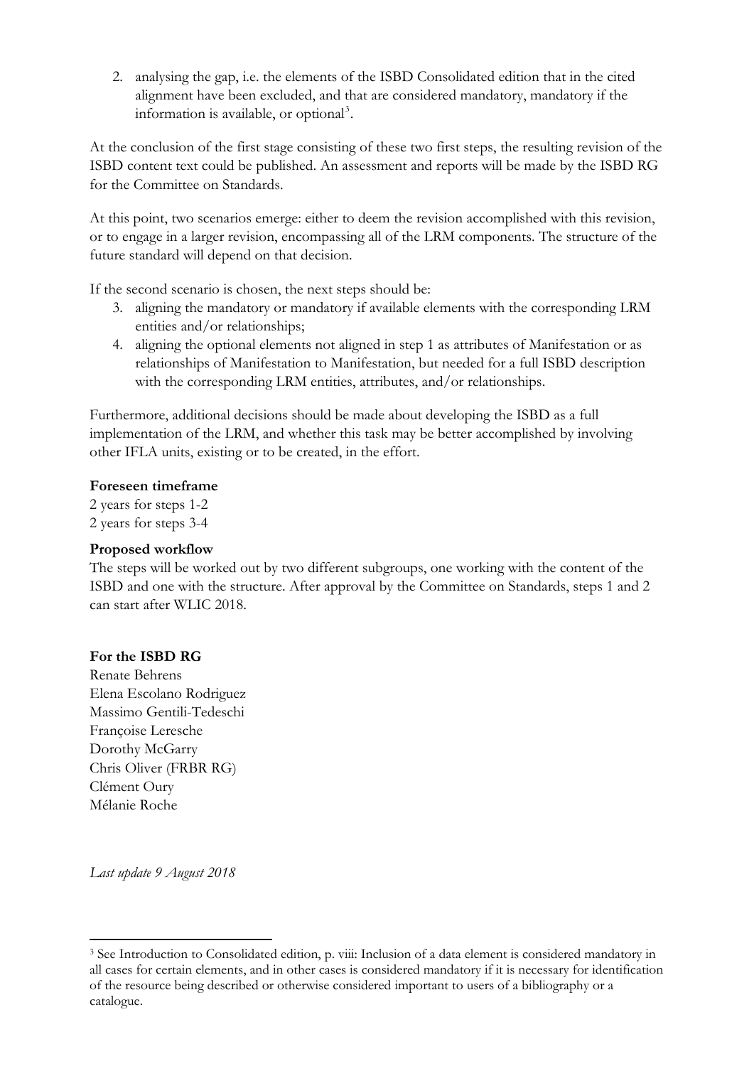2. analysing the gap, i.e. the elements of the ISBD Consolidated edition that in the cited alignment have been excluded, and that are considered mandatory, mandatory if the information is available, or optional[3].

At the conclusion of the first stage consisting of these two first steps, the resulting revision of the ISBD content text could be published. An assessment and reports will be made by the ISBD RG for the Committee on Standards.

At this point, two scenarios emerge: either to deem the revision accomplished with this revision, or to engage in a larger revision, encompassing all of the LRM components. The structure of the future standard will depend on that decision.

If the second scenario is chosen, the next steps should be:

3. aligning the mandatory or mandatory if available elements with the corresponding LRM entities and/or relationships;
4. aligning the optional elements not aligned in step 1 as attributes of Manifestation or as relationships of Manifestation to Manifestation, but needed for a full ISBD description with the corresponding LRM entities, attributes, and/or relationships.

Furthermore, additional decisions should be made about developing the ISBD as a full implementation of the LRM, and whether this task may be better accomplished by involving other IFLA units, existing or to be created, in the effort.

**Foreseen timeframe**

2 years for steps 1-2
2 years for steps 3-4

**Proposed workflow**

The steps will be worked out by two different subgroups, one working with the content of the ISBD and one with the structure. After approval by the Committee on Standards, steps 1 and 2 can start after WLIC 2018.

**For the ISBD RG**

Renate Behrens
Elena Escolano Rodriguez
Massimo Gentili-Tedeschi
Françoise Leresche
Dorothy McGarry
Chris Oliver (FRBR RG)
Clément Oury
Mélanie Roche

*Last update 9 August 2018*

[3] See Introduction to Consolidated edition, p. viii: Inclusion of a data element is considered mandatory in all cases for certain elements, and in other cases is considered mandatory if it is necessary for identification of the resource being described or otherwise considered important to users of a bibliography or a catalogue.